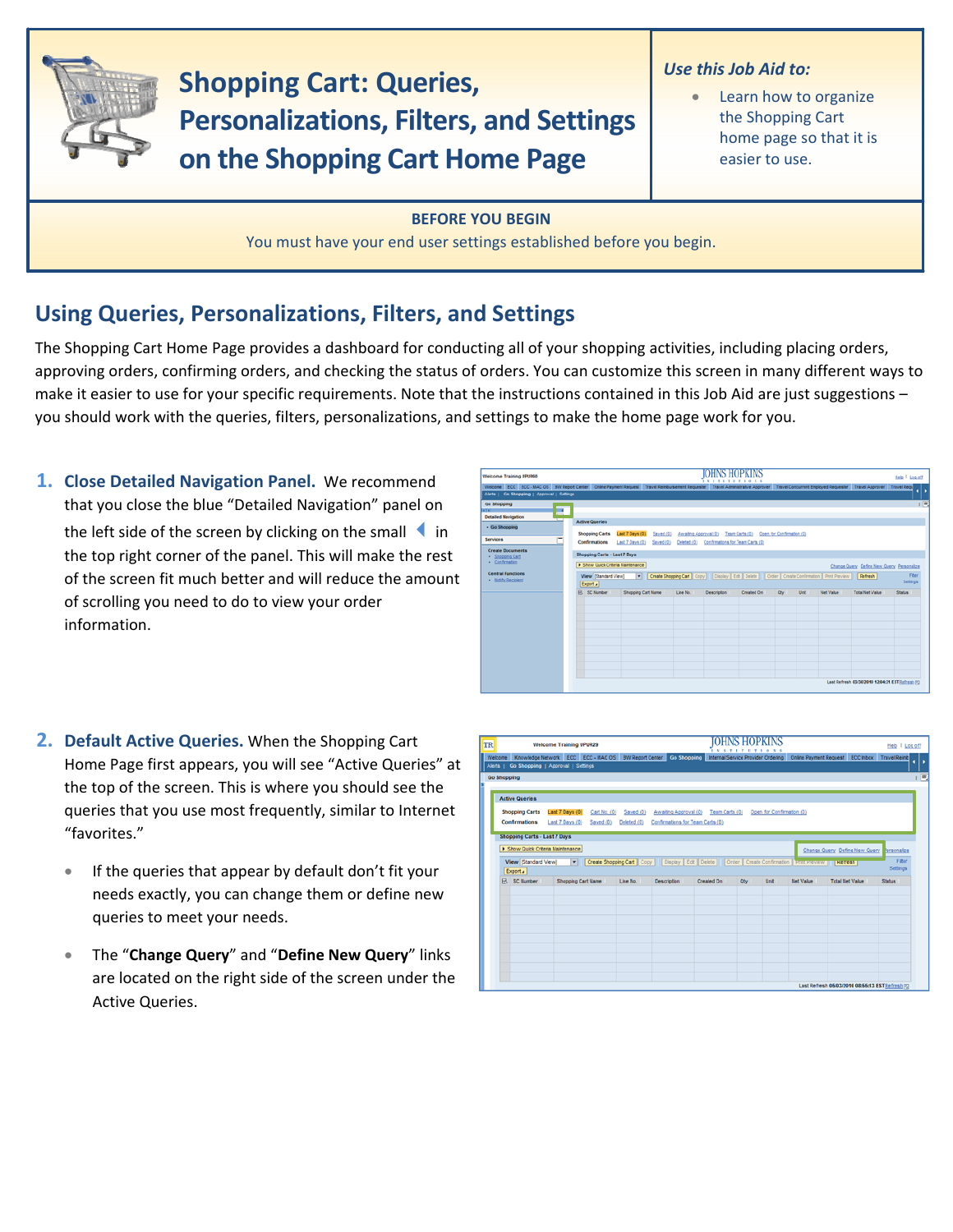# Shopping Cart: Queries, Personalizations, Filters, and Settings on the Shopping Cart Home Page

***Use this Job Aid to:***

- Learn how to organize the Shopping Cart home page so that it is easier to use.

**BEFORE YOU BEGIN**

You must have your end user settings established before you begin.

## Using Queries, Personalizations, Filters, and Settings

The Shopping Cart Home Page provides a dashboard for conducting all of your shopping activities, including placing orders, approving orders, confirming orders, and checking the status of orders. You can customize this screen in many different ways to make it easier to use for your specific requirements. Note that the instructions contained in this Job Aid are just suggestions – you should work with the queries, filters, personalizations, and settings to make the home page work for you.

1. **Close Detailed Navigation Panel.** We recommend that you close the blue "Detailed Navigation" panel on the left side of the screen by clicking on the small ◀ in the top right corner of the panel. This will make the rest of the screen fit much better and will reduce the amount of scrolling you need to do to view your order information.

2. **Default Active Queries.** When the Shopping Cart Home Page first appears, you will see "Active Queries" at the top of the screen. This is where you should see the queries that you use most frequently, similar to Internet "favorites."

   - If the queries that appear by default don't fit your needs exactly, you can change them or define new queries to meet your needs.
   - The "**Change Query**" and "**Define New Query**" links are located on the right side of the screen under the Active Queries.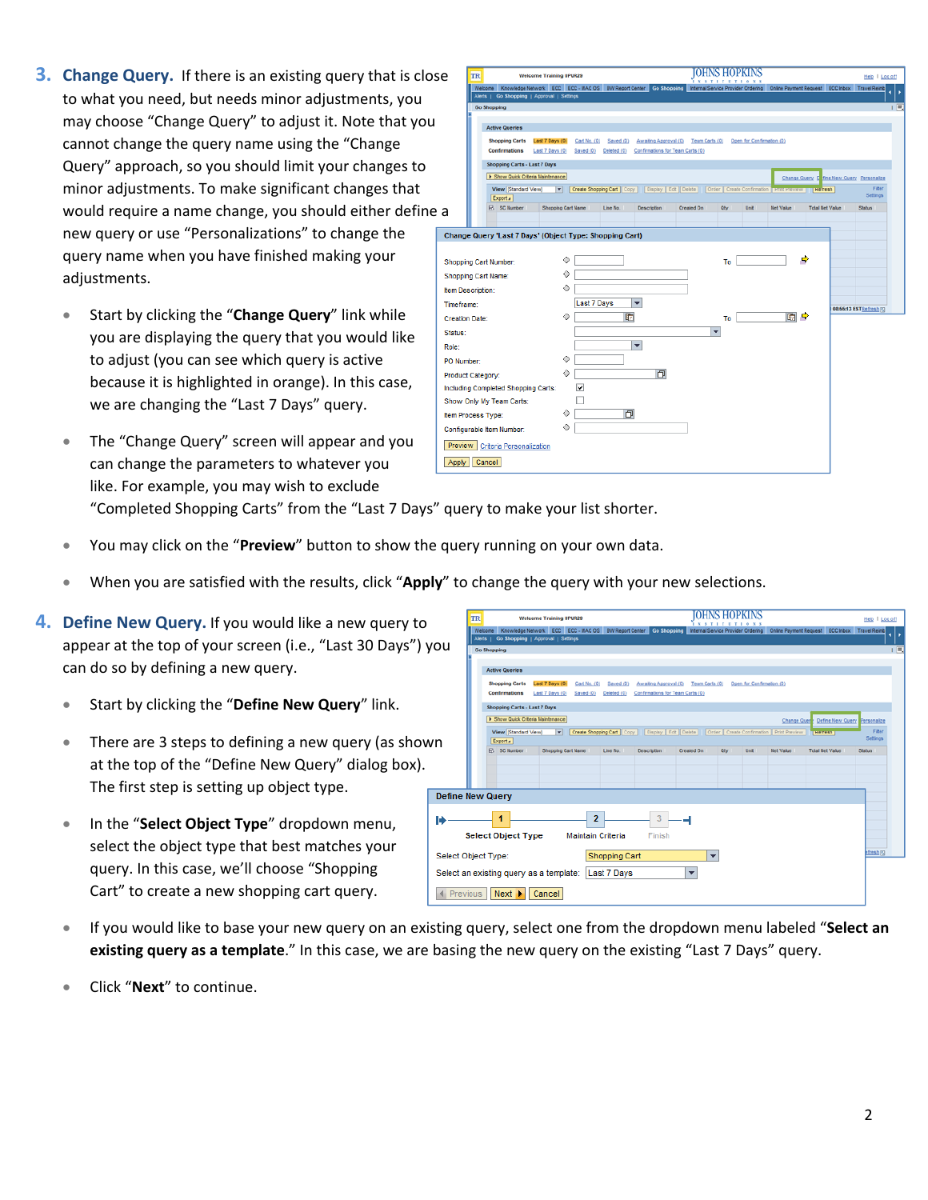3. **Change Query.** If there is an existing query that is close to what you need, but needs minor adjustments, you may choose "Change Query" to adjust it. Note that you cannot change the query name using the "Change Query" approach, so you should limit your changes to minor adjustments. To make significant changes that would require a name change, you should either define a new query or use "Personalizations" to change the query name when you have finished making your adjustments.

   - Start by clicking the "**Change Query**" link while you are displaying the query that you would like to adjust (you can see which query is active because it is highlighted in orange). In this case, we are changing the "Last 7 Days" query.
   - The "Change Query" screen will appear and you can change the parameters to whatever you like. For example, you may wish to exclude "Completed Shopping Carts" from the "Last 7 Days" query to make your list shorter.
   - You may click on the "**Preview**" button to show the query running on your own data.
   - When you are satisfied with the results, click "**Apply**" to change the query with your new selections.

4. **Define New Query.** If you would like a new query to appear at the top of your screen (i.e., "Last 30 Days") you can do so by defining a new query.

   - Start by clicking the "**Define New Query**" link.
   - There are 3 steps to defining a new query (as shown at the top of the "Define New Query" dialog box). The first step is setting up object type.
   - In the "**Select Object Type**" dropdown menu, select the object type that best matches your query. In this case, we'll choose "Shopping Cart" to create a new shopping cart query.
   - If you would like to base your new query on an existing query, select one from the dropdown menu labeled "**Select an existing query as a template**." In this case, we are basing the new query on the existing "Last 7 Days" query.
   - Click "**Next**" to continue.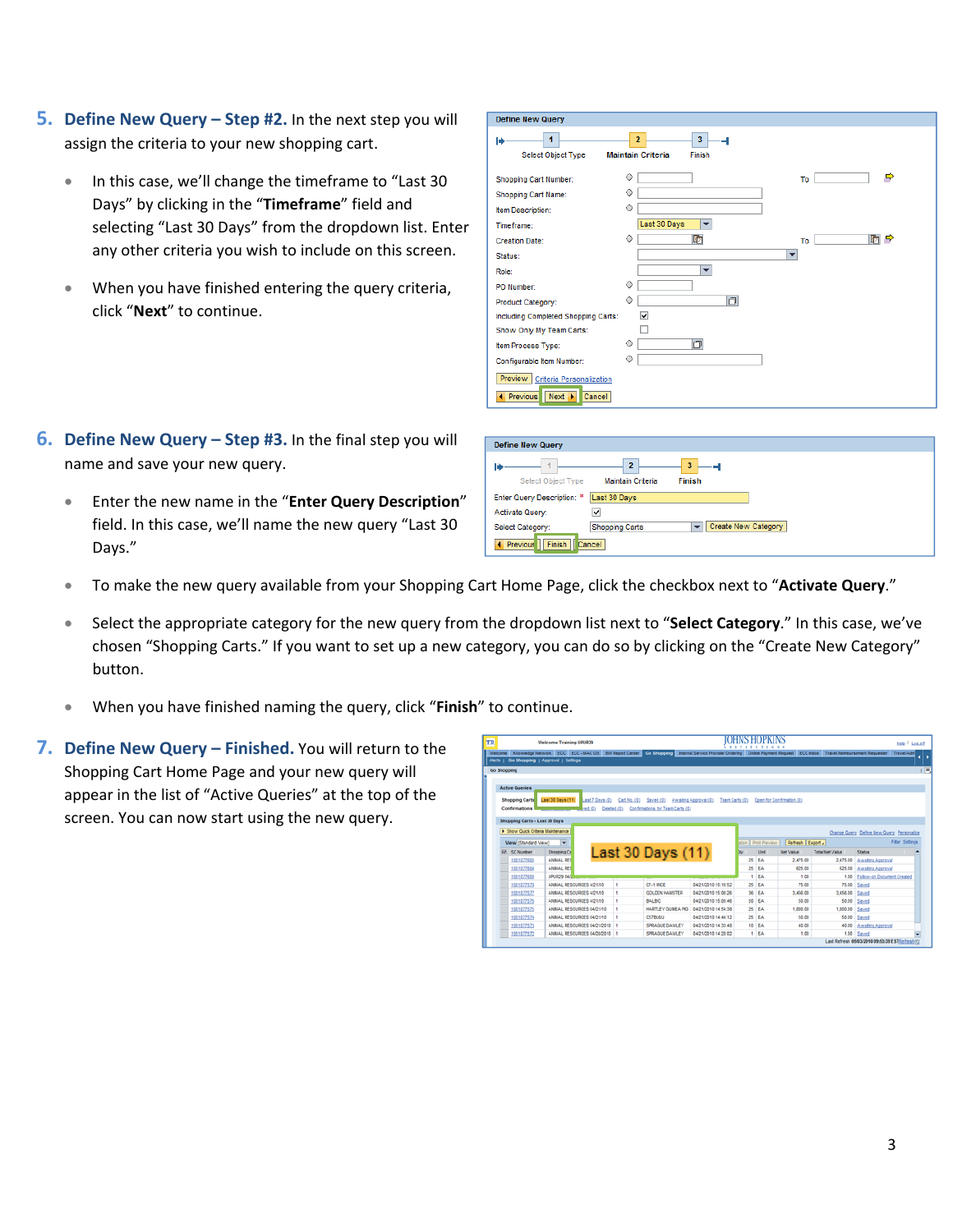5. **Define New Query – Step #2.** In the next step you will assign the criteria to your new shopping cart.

   - In this case, we'll change the timeframe to "Last 30 Days" by clicking in the "**Timeframe**" field and selecting "Last 30 Days" from the dropdown list. Enter any other criteria you wish to include on this screen.
   - When you have finished entering the query criteria, click "**Next**" to continue.

6. **Define New Query – Step #3.** In the final step you will name and save your new query.

   - Enter the new name in the "**Enter Query Description**" field. In this case, we'll name the new query "Last 30 Days."
   - To make the new query available from your Shopping Cart Home Page, click the checkbox next to "**Activate Query**."
   - Select the appropriate category for the new query from the dropdown list next to "**Select Category**." In this case, we've chosen "Shopping Carts." If you want to set up a new category, you can do so by clicking on the "Create New Category" button.
   - When you have finished naming the query, click "**Finish**" to continue.

7. **Define New Query – Finished.** You will return to the Shopping Cart Home Page and your new query will appear in the list of "Active Queries" at the top of the screen. You can now start using the new query.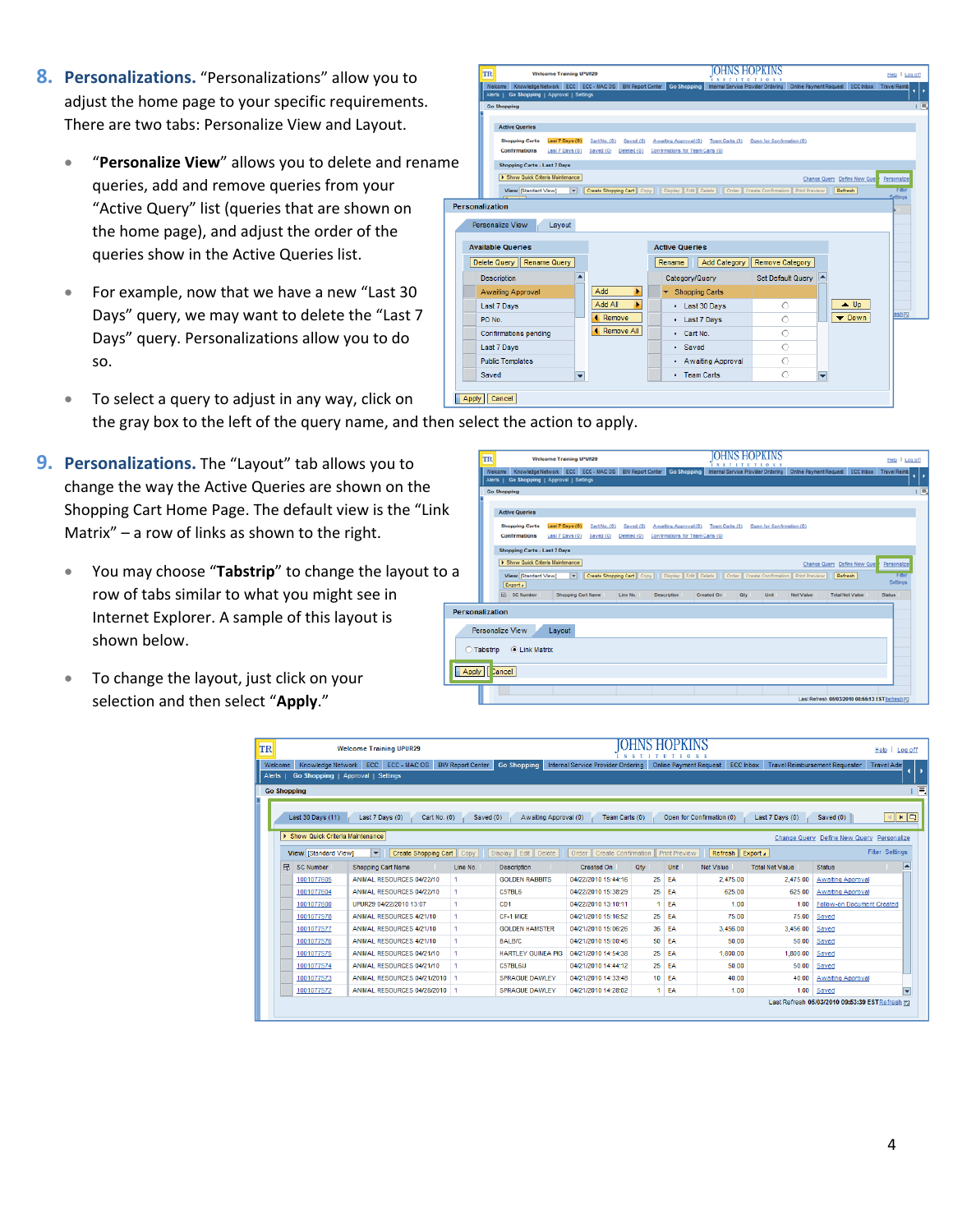8. **Personalizations.** "Personalizations" allow you to adjust the home page to your specific requirements. There are two tabs: Personalize View and Layout.

- "**Personalize View**" allows you to delete and rename queries, add and remove queries from your "Active Query" list (queries that are shown on the home page), and adjust the order of the queries show in the Active Queries list.
- For example, now that we have a new "Last 30 Days" query, we may want to delete the "Last 7 Days" query. Personalizations allow you to do so.
- To select a query to adjust in any way, click on the gray box to the left of the query name, and then select the action to apply.

9. **Personalizations.** The "Layout" tab allows you to change the way the Active Queries are shown on the Shopping Cart Home Page. The default view is the "Link Matrix" – a row of links as shown to the right.

- You may choose "**Tabstrip**" to change the layout to a row of tabs similar to what you might see in Internet Explorer. A sample of this layout is shown below.
- To change the layout, just click on your selection and then select "**Apply**."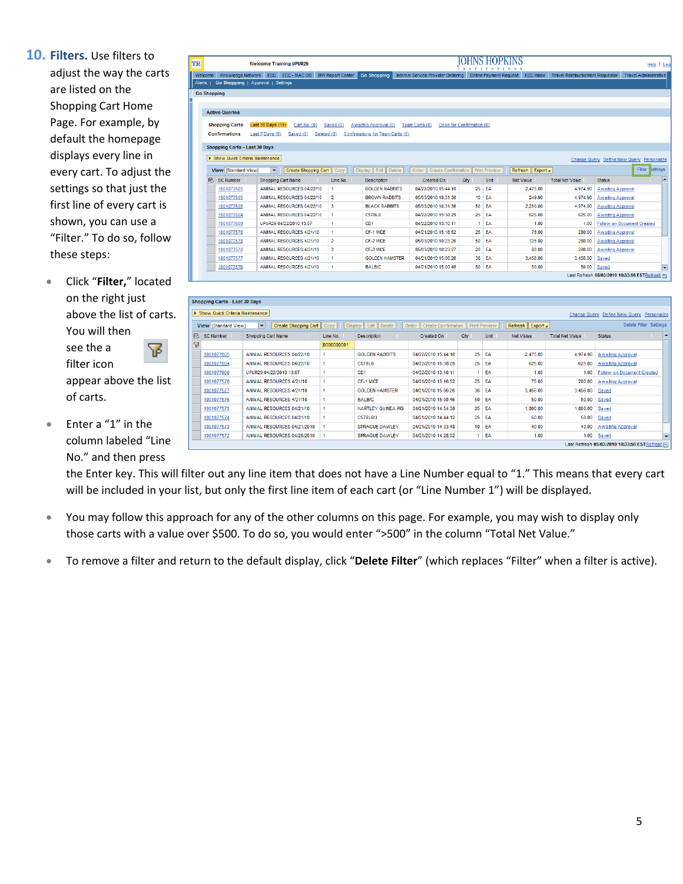10. **Filters.** Use filters to adjust the way the carts are listed on the Shopping Cart Home Page. For example, by default the homepage displays every line in every cart. To adjust the settings so that just the first line of every cart is shown, you can use a "Filter." To do so, follow these steps:

- Click "**Filter,**" located on the right just above the list of carts. You will then see the a filter icon appear above the list of carts.
- Enter a "1" in the column labeled "Line No." and then press the Enter key. This will filter out any line item that does not have a Line Number equal to "1." This means that every cart will be included in your list, but only the first line item of each cart (or "Line Number 1") will be displayed.
- You may follow this approach for any of the other columns on this page. For example, you may wish to display only those carts with a value over $500. To do so, you would enter ">500" in the column "Total Net Value."
- To remove a filter and return to the default display, click "**Delete Filter**" (which replaces "Filter" when a filter is active).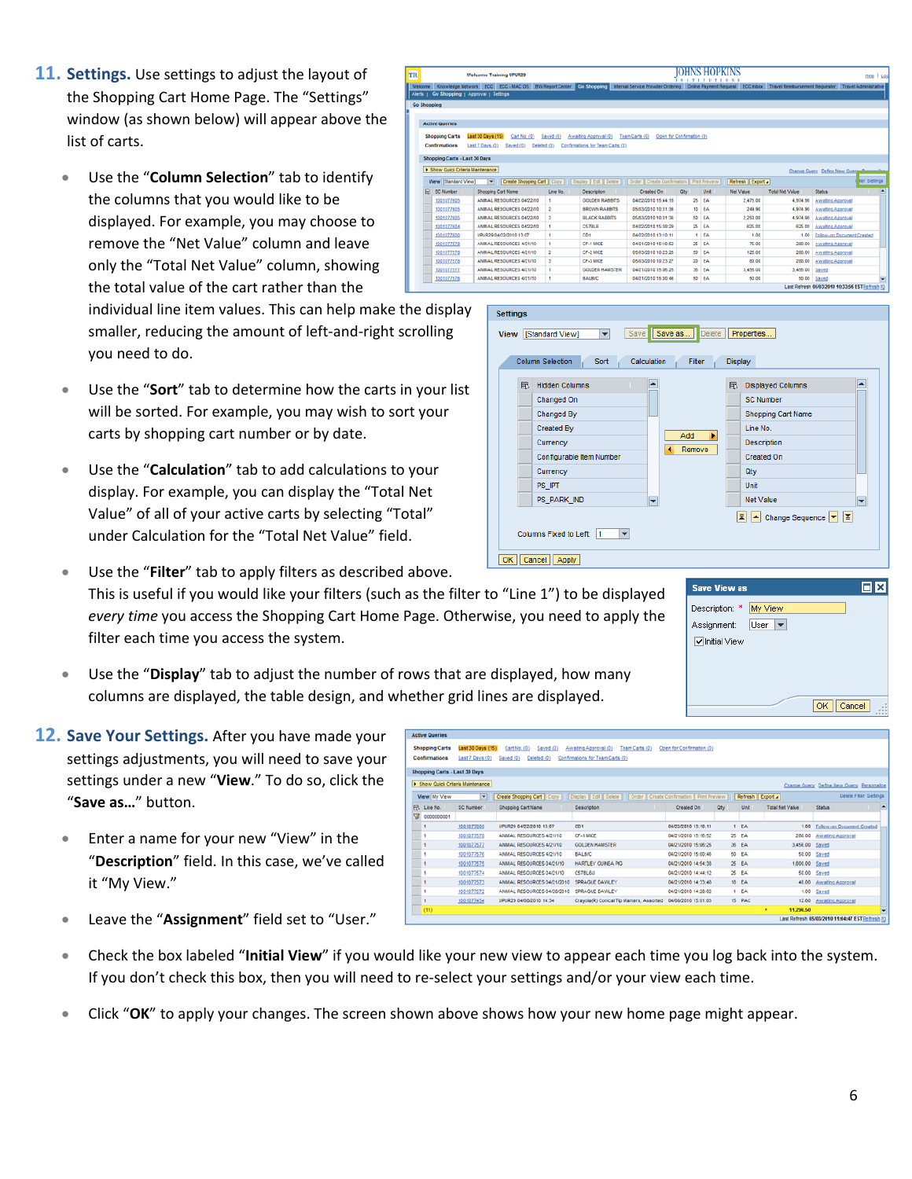11. **Settings.** Use settings to adjust the layout of the Shopping Cart Home Page. The "Settings" window (as shown below) will appear above the list of carts.

- Use the "**Column Selection**" tab to identify the columns that you would like to be displayed. For example, you may choose to remove the "Net Value" column and leave only the "Total Net Value" column, showing the total value of the cart rather than the individual line item values. This can help make the display smaller, reducing the amount of left-and-right scrolling you need to do.

- Use the "**Sort**" tab to determine how the carts in your list will be sorted. For example, you may wish to sort your carts by shopping cart number or by date.

- Use the "**Calculation**" tab to add calculations to your display. For example, you can display the "Total Net Value" of all of your active carts by selecting "Total" under Calculation for the "Total Net Value" field.

- Use the "**Filter**" tab to apply filters as described above. This is useful if you would like your filters (such as the filter to "Line 1") to be displayed *every time* you access the Shopping Cart Home Page. Otherwise, you need to apply the filter each time you access the system.

- Use the "**Display**" tab to adjust the number of rows that are displayed, how many columns are displayed, the table design, and whether grid lines are displayed.

12. **Save Your Settings.** After you have made your settings adjustments, you will need to save your settings under a new "**View.**" To do so, click the "**Save as…**" button.

- Enter a name for your new "View" in the "**Description**" field. In this case, we've called it "My View."

- Leave the "**Assignment**" field set to "User."

- Check the box labeled "**Initial View**" if you would like your new view to appear each time you log back into the system. If you don't check this box, then you will need to re-select your settings and/or your view each time.

- Click "**OK**" to apply your changes. The screen shows above shows how your new home page might appear.